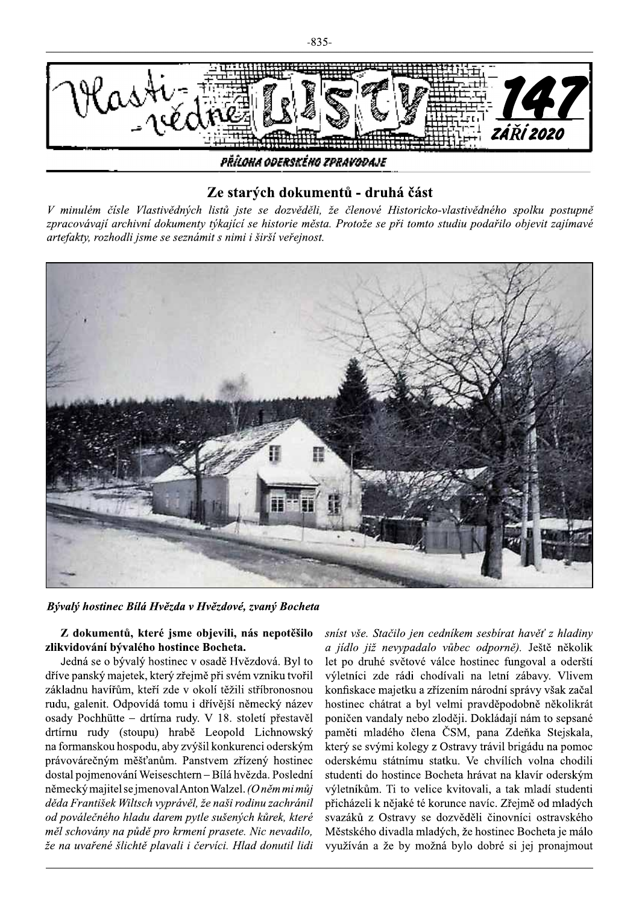Vlastivědné listy 147

ZÁŘÍ 2020

PŘÍLOHA ODERSKÉHO ZPRAVODAJE

## Ze starých dokumentů - druhá část

*V minulém čísle Vlastivědných listů jste se dozvěděli, že členové Historicko-vlastivědného spolku postupně zpracovávají archivní dokumenty týkající se historie města. Protože se při tomto studiu podařilo objevit zajímavé artefakty, rozhodli jsme se seznámit s nimi i širší veřejnost.*

***Bývalý hostinec Bílá Hvězda v Hvězdové, zvaný Bocheta***

**Z dokumentů, které jsme objevili, nás nepotěšilo zlikvidování bývalého hostince Bocheta.**

Jedná se o bývalý hostinec v osadě Hvězdová. Byl to dříve panský majetek, který zřejmě při svém vzniku tvořil základnu havířům, kteří zde v okolí těžili stříbronosnou rudu, galenit. Odpovídá tomu i dřívější německý název osady Pochhütte – drtírna rudy. V 18. století přestavěl drtírnu rudy (stoupu) hrabě Leopold Lichnowský na formanskou hospodu, aby zvýšil konkurenci oderským právovárečným měšťanům. Panstvem zřízený hostinec dostal pojmenování Weiseschtern – Bílá hvězda. Poslední německý majitel se jmenoval Anton Walzel. *(O něm mi můj děda František Wiltsch vyprávěl, že naši rodinu zachránil od poválečného hladu darem pytle sušených kůrek, které měl schovány na půdě pro krmení prasete. Nic nevadilo, že na uvařené šlichtě plavali i červíci. Hlad donutil lidi sníst vše. Stačilo jen cedníkem sesbírat havěť z hladiny a jídlo již nevypadalo vůbec odporně).* Ještě několik let po druhé světové válce hostinec fungoval a oderští výletníci zde rádi chodívali na letní zábavy. Vlivem konfiskace majetku a zřízením národní správy však začal hostinec chátrat a byl velmi pravděpodobně několikrát poničen vandaly nebo zloději. Dokládají nám to sepsané paměti mladého člena ČSM, pana Zdeňka Stejskala, který se svými kolegy z Ostravy trávil brigádu na pomoc oderskému státnímu statku. Ve chvílích volna chodili studenti do hostince Bocheta hrávat na klavír oderským výletníkům. Ti to velice kvitovali, a tak mladí studenti přicházeli k nějaké té korunce navíc. Zřejmě od mladých svazáků z Ostravy se dozvěděli činovníci ostravského Městského divadla mladých, že hostinec Bocheta je málo využíván a že by možná bylo dobré si jej pronajmout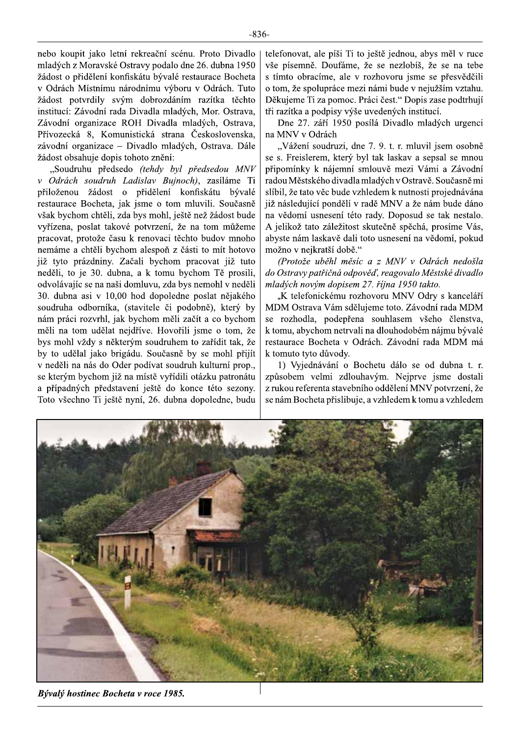nebo koupit jako letní rekreační scénu. Proto Divadlo mladých z Moravské Ostravy podalo dne 26. dubna 1950 žádost o přidělení konfiskátu bývalé restaurace Bocheta v Odrách Místnímu národnímu výboru v Odrách. Tuto žádost potvrdily svým dobrozdáním razítka těchto institucí: Závodní rada Divadla mladých, Mor. Ostrava, Závodní organizace ROH Divadla mladých, Ostrava, Přívozecká 8, Komunistická strana Československa, závodní organizace – Divadlo mladých, Ostrava. Dále žádost obsahuje dopis tohoto znění:

„Soudruhu předsedo *(tehdy byl předsedou MNV v Odrách soudruh Ladislav Bujnoch)*, zasíláme Ti přiloženou žádost o přidělení konfiskátu bývalé restaurace Bocheta, jak jsme o tom mluvili. Současně však bychom chtěli, zda bys mohl, ještě než žádost bude vyřízena, poslat takové potvrzení, že na tom můžeme pracovat, protože času k renovaci těchto budov mnoho nemáme a chtěli bychom alespoň z části to mít hotovo již tyto prázdniny. Začali bychom pracovat již tuto neděli, to je 30. dubna, a k tomu bychom Tě prosili, odvolávajíc se na naši domluvu, zda bys nemohl v neděli 30. dubna asi v 10,00 hod dopoledne poslat nějakého soudruha odborníka, (stavitele či podobně), který by nám práci rozvrhl, jak bychom měli začít a co bychom měli na tom udělat nejdříve. Hovořili jsme o tom, že bys mohl vždy s některým soudruhem to zařídit tak, že by to udělal jako brigádu. Současně by se mohl přijít v neděli na nás do Oder podívat soudruh kulturní prop., se kterým bychom již na místě vyřídili otázku patronátu a případných představení ještě do konce této sezony. Toto všechno Ti ještě nyní, 26. dubna dopoledne, budu telefonovat, ale píši Ti to ještě jednou, abys měl v ruce vše písemně. Doufáme, že se nezlobíš, že se na tebe s tímto obracíme, ale v rozhovoru jsme se přesvědčili o tom, že spolupráce mezi námi bude v nejužším vztahu. Děkujeme Ti za pomoc. Práci čest." Dopis zase podtrhují tři razítka a podpisy výše uvedených institucí.

Dne 27. září 1950 posílá Divadlo mladých urgenci na MNV v Odrách

„Vážení soudruzi, dne 7. 9. t. r. mluvil jsem osobně se s. Freislerem, který byl tak laskav a sepsal se mnou připomínky k nájemní smlouvě mezi Vámi a Závodní radou Městského divadla mladých v Ostravě. Současně mi slíbil, že tato věc bude vzhledem k nutnosti projednávána již následující pondělí v radě MNV a že nám bude dáno na vědomí usnesení této rady. Doposud se tak nestalo. A jelikož tato záležitost skutečně spěchá, prosíme Vás, abyste nám laskavě dali toto usnesení na vědomí, pokud možno v nejkratší době."

*(Protože uběhl měsíc a z MNV v Odrách nedošla do Ostravy patřičná odpověď, reagovalo Městské divadlo mladých novým dopisem 27. října 1950 takto.*

„K telefonickému rozhovoru MNV Odry s kanceláří MDM Ostrava Vám sdělujeme toto. Závodní rada MDM se rozhodla, podepřena souhlasem všeho členstva, k tomu, abychom netrvali na dlouhodobém nájmu bývalé restaurace Bocheta v Odrách. Závodní rada MDM má k tomuto tyto důvody.

1) Vyjednávání o Bochetu dálo se od dubna t. r. způsobem velmi zdlouhavým. Nejprve jsme dostali z rukou referenta stavebního oddělení MNV potvrzení, že se nám Bocheta přislibuje, a vzhledem k tomu a vzhledem

**Bývalý hostinec Bocheta v roce 1985.**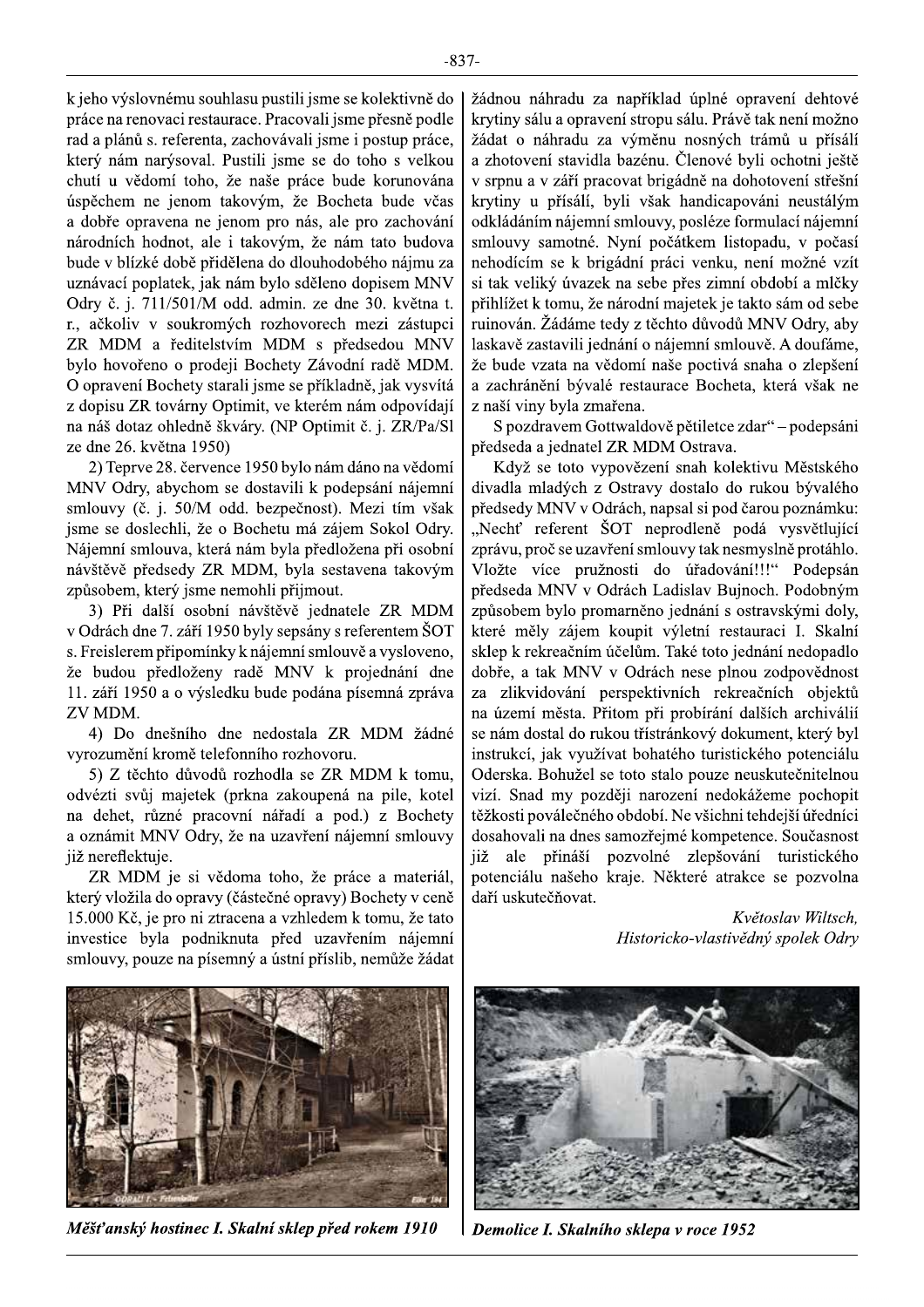k jeho výslovnému souhlasu pustili jsme se kolektivně do práce na renovaci restaurace. Pracovali jsme přesně podle rad a plánů s. referenta, zachovávali jsme i postup práce, který nám narýsoval. Pustili jsme se do toho s velkou chutí u vědomí toho, že naše práce bude korunována úspěchem ne jenom takovým, že Bocheta bude včas a dobře opravena ne jenom pro nás, ale pro zachování národních hodnot, ale i takovým, že nám tato budova bude v blízké době přidělena do dlouhodobého nájmu za uznávací poplatek, jak nám bylo sděleno dopisem MNV Odry č. j. 711/501/M odd. admin. ze dne 30. května t. r., ačkoliv v soukromých rozhovorech mezi zástupci ZR MDM a ředitelstvím MDM s předsedou MNV bylo hovořeno o prodeji Bochety Závodní radě MDM. O opravení Bochety starali jsme se příkladně, jak vysvítá z dopisu ZR továrny Optimit, ve kterém nám odpovídají na náš dotaz ohledně škváry. (NP Optimit č. j. ZR/Pa/Sl ze dne 26. května 1950)

2) Teprve 28. července 1950 bylo nám dáno na vědomí MNV Odry, abychom se dostavili k podepsání nájemní smlouvy (č. j. 50/M odd. bezpečnost). Mezi tím však jsme se doslechli, že o Bochetu má zájem Sokol Odry. Nájemní smlouva, která nám byla předložena při osobní návštěvě předsedy ZR MDM, byla sestavena takovým způsobem, který jsme nemohli přijmout.

3) Při další osobní návštěvě jednatele ZR MDM v Odrách dne 7. září 1950 byly sepsány s referentem ŠOT s. Freislerem připomínky k nájemní smlouvě a vysloveno, že budou předloženy radě MNV k projednání dne 11. září 1950 a o výsledku bude podána písemná zpráva ZV MDM.

4) Do dnešního dne nedostala ZR MDM žádné vyrozumění kromě telefonního rozhovoru.

5) Z těchto důvodů rozhodla se ZR MDM k tomu, odvézti svůj majetek (prkna zakoupená na pile, kotel na dehet, různé pracovní nářadí a pod.) z Bochety a oznámit MNV Odry, že na uzavření nájemní smlouvy již nereflektuje.

ZR MDM je si vědoma toho, že práce a materiál, který vložila do opravy (částečné opravy) Bochety v ceně 15.000 Kč, je pro ni ztracena a vzhledem k tomu, že tato investice byla podniknuta před uzavřením nájemní smlouvy, pouze na písemný a ústní příslib, nemůže žádat žádnou náhradu za například úplné opravení dehtové krytiny sálu a opravení stropu sálu. Právě tak není možno žádat o náhradu za výměnu nosných trámů u přísálí a zhotovení stavidla bazénu. Členové byli ochotni ještě v srpnu a v září pracovat brigádně na dohotovení střešní krytiny u přísálí, byli však handicapováni neustálým odkládáním nájemní smlouvy, posléze formulací nájemní smlouvy samotné. Nyní počátkem listopadu, v počasí nehodícím se k brigádní práci venku, není možné vzít si tak veliký úvazek na sebe přes zimní období a mlčky přihlížet k tomu, že národní majetek je takto sám od sebe ruinován. Žádáme tedy z těchto důvodů MNV Odry, aby laskavě zastavili jednání o nájemní smlouvě. A doufáme, že bude vzata na vědomí naše poctivá snaha o zlepšení a zachránění bývalé restaurace Bocheta, která však ne z naší viny byla zmařena.

S pozdravem Gottwaldově pětiletce zdar" – podepsáni předseda a jednatel ZR MDM Ostrava.

Když se toto vypovězení snah kolektivu Městského divadla mladých z Ostravy dostalo do rukou bývalého předsedy MNV v Odrách, napsal si pod čarou poznámku: „Nechť referent ŠOT neprodleně podá vysvětlující zprávu, proč se uzavření smlouvy tak nesmyslně protáhlo. Vložte více pružnosti do úřadování!!!" Podepsán předseda MNV v Odrách Ladislav Bujnoch. Podobným způsobem bylo promarněno jednání s ostravskými doly, které měly zájem koupit výletní restauraci I. Skalní sklep k rekreačním účelům. Také toto jednání nedopadlo dobře, a tak MNV v Odrách nese plnou zodpovědnost za zlikvidování perspektivních rekreačních objektů na území města. Přitom při probírání dalších archiválií se nám dostal do rukou třístránkový dokument, který byl instrukcí, jak využívat bohatého turistického potenciálu Oderska. Bohužel se toto stalo pouze neuskutečnitelnou vizí. Snad my později narození nedokážeme pochopit těžkosti poválečného období. Ne všichni tehdejší úředníci dosahovali na dnes samozřejmé kompetence. Současnost již ale přináší pozvolné zlepšování turistického potenciálu našeho kraje. Některé atrakce se pozvolna daří uskutečňovat.

*Květoslav Wiltsch,*
*Historicko-vlastivědný spolek Odry*

***Měšťanský hostinec I. Skalní sklep před rokem 1910***

***Demolice I. Skalního sklepa v roce 1952***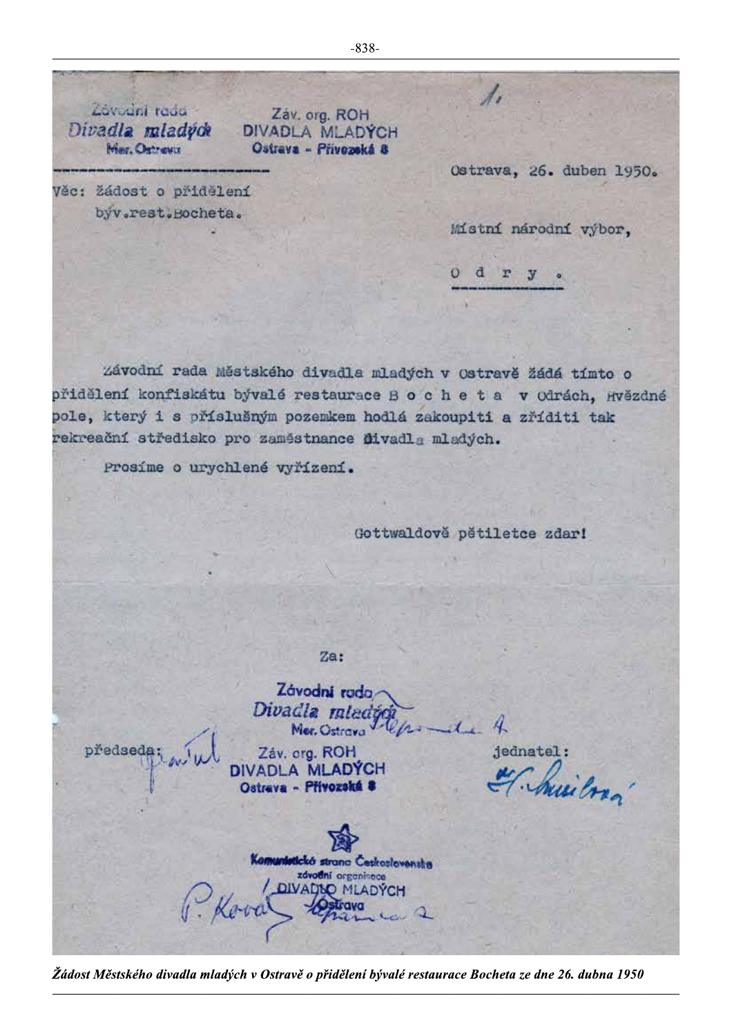Závodní rada
Divadla mladých
Mor. Ostrava

Záv. org. ROH
DIVADLA MLADÝCH
Ostrava - Přívozská 8

1,

Ostrava, 26. duben 1950.

Věc: žádost o přidělení
býv.rest.Bocheta.

Místní národní výbor,

O d r y .

Závodní rada Městského divadla mladých v Ostravě žádá tímto o přidělení konfiskátu bývalé restaurace B o c h e t a v Odrách, Hvězdné pole, který i s příslušným pozemkem hodlá zakoupiti a zříditi tak rekreační středisko pro zaměstnance divadla mladých.

Prosíme o urychlené vyřízení.

Gottwaldově pětiletce zdar!

Za:

Závodní rada
Divadla mladých
Mor. Ostrava

předseda:

Záv. org. ROH
DIVADLA MLADÝCH
Ostrava - Přívozská 8

jednatel:

Komunistická strana Československa
závodní organisace
DIVADLO MLADÝCH
Ostrava

*Žádost Městského divadla mladých v Ostravě o přidělení bývalé restaurace Bocheta ze dne 26. dubna 1950*